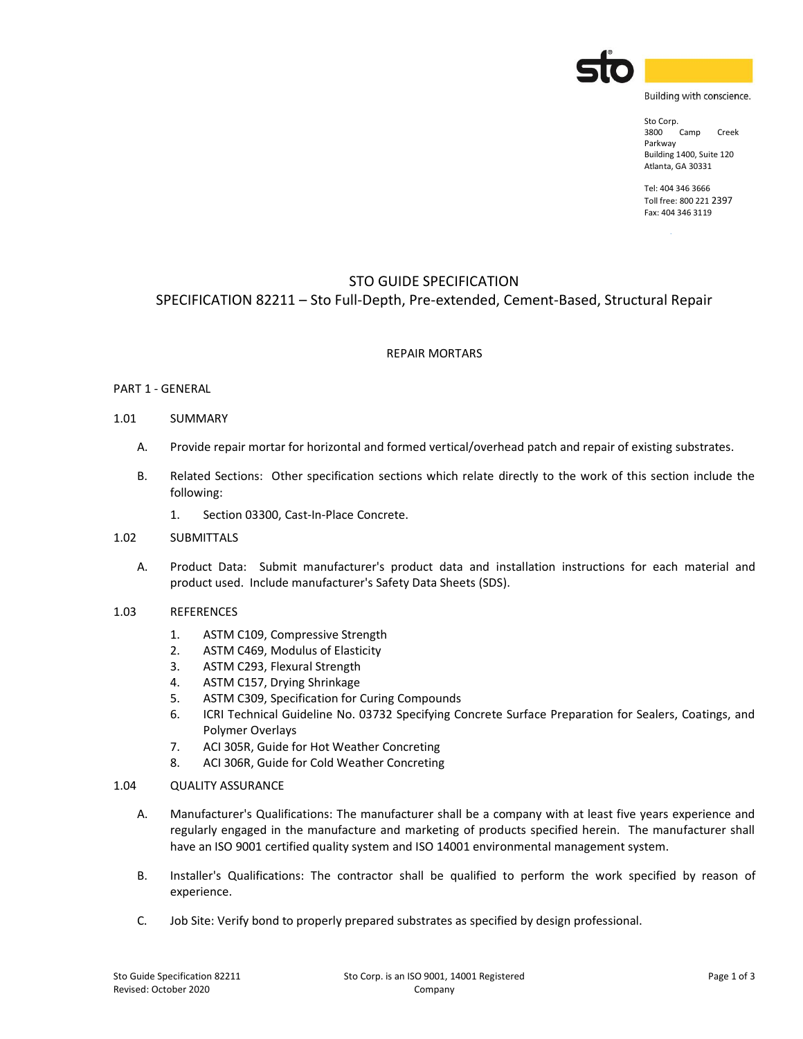Building with conscience.

Sto Corp.
3800 Camp Creek Parkway
Building 1400, Suite 120
Atlanta, GA 30331

Tel: 404 346 3666
Toll free: 800 221 2397
Fax: 404 346 3119

# STO GUIDE SPECIFICATION

## SPECIFICATION 82211 – Sto Full-Depth, Pre-extended, Cement-Based, Structural Repair

REPAIR MORTARS

## PART 1 - GENERAL

### 1.01 SUMMARY

A. Provide repair mortar for horizontal and formed vertical/overhead patch and repair of existing substrates.

B. Related Sections: Other specification sections which relate directly to the work of this section include the following:

   1. Section 03300, Cast-In-Place Concrete.

### 1.02 SUBMITTALS

A. Product Data: Submit manufacturer's product data and installation instructions for each material and product used. Include manufacturer's Safety Data Sheets (SDS).

### 1.03 REFERENCES

1. ASTM C109, Compressive Strength
2. ASTM C469, Modulus of Elasticity
3. ASTM C293, Flexural Strength
4. ASTM C157, Drying Shrinkage
5. ASTM C309, Specification for Curing Compounds
6. ICRI Technical Guideline No. 03732 Specifying Concrete Surface Preparation for Sealers, Coatings, and Polymer Overlays
7. ACI 305R, Guide for Hot Weather Concreting
8. ACI 306R, Guide for Cold Weather Concreting

### 1.04 QUALITY ASSURANCE

A. Manufacturer's Qualifications: The manufacturer shall be a company with at least five years experience and regularly engaged in the manufacture and marketing of products specified herein. The manufacturer shall have an ISO 9001 certified quality system and ISO 14001 environmental management system.

B. Installer's Qualifications: The contractor shall be qualified to perform the work specified by reason of experience.

C. Job Site: Verify bond to properly prepared substrates as specified by design professional.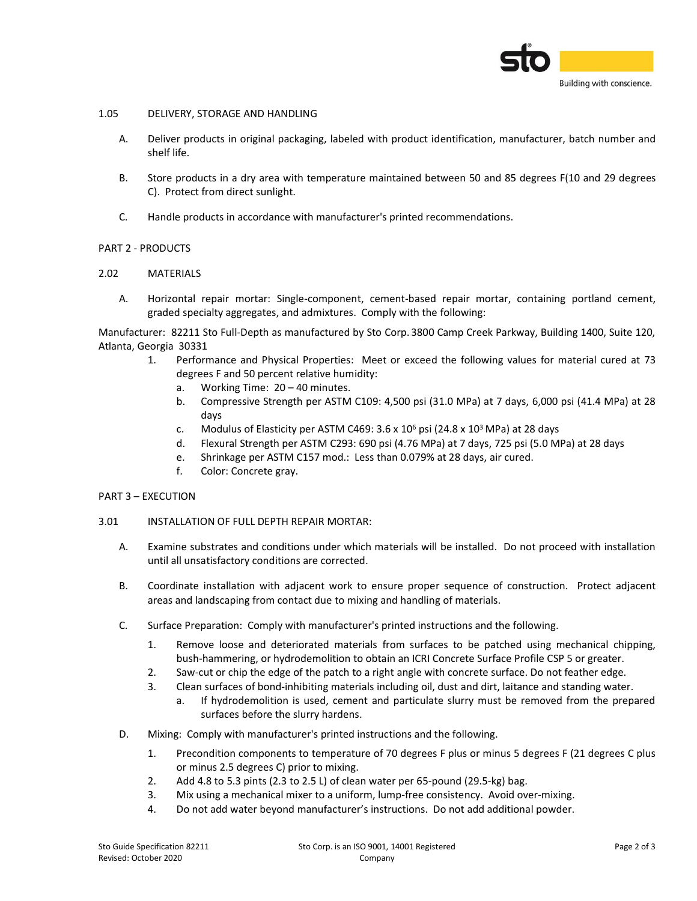1.05 DELIVERY, STORAGE AND HANDLING

A. Deliver products in original packaging, labeled with product identification, manufacturer, batch number and shelf life.

B. Store products in a dry area with temperature maintained between 50 and 85 degrees F(10 and 29 degrees C). Protect from direct sunlight.

C. Handle products in accordance with manufacturer's printed recommendations.

PART 2 - PRODUCTS

2.02 MATERIALS

A. Horizontal repair mortar: Single-component, cement-based repair mortar, containing portland cement, graded specialty aggregates, and admixtures. Comply with the following:

Manufacturer: 82211 Sto Full-Depth as manufactured by Sto Corp. 3800 Camp Creek Parkway, Building 1400, Suite 120, Atlanta, Georgia 30331

1. Performance and Physical Properties: Meet or exceed the following values for material cured at 73 degrees F and 50 percent relative humidity:
   a. Working Time: 20 – 40 minutes.
   b. Compressive Strength per ASTM C109: 4,500 psi (31.0 MPa) at 7 days, 6,000 psi (41.4 MPa) at 28 days
   c. Modulus of Elasticity per ASTM C469: $3.6 \times 10^6$ psi ($24.8 \times 10^3$ MPa) at 28 days
   d. Flexural Strength per ASTM C293: 690 psi (4.76 MPa) at 7 days, 725 psi (5.0 MPa) at 28 days
   e. Shrinkage per ASTM C157 mod.: Less than 0.079% at 28 days, air cured.
   f. Color: Concrete gray.

PART 3 – EXECUTION

3.01 INSTALLATION OF FULL DEPTH REPAIR MORTAR:

A. Examine substrates and conditions under which materials will be installed. Do not proceed with installation until all unsatisfactory conditions are corrected.

B. Coordinate installation with adjacent work to ensure proper sequence of construction. Protect adjacent areas and landscaping from contact due to mixing and handling of materials.

C. Surface Preparation: Comply with manufacturer's printed instructions and the following.

1. Remove loose and deteriorated materials from surfaces to be patched using mechanical chipping, bush-hammering, or hydrodemolition to obtain an ICRI Concrete Surface Profile CSP 5 or greater.
2. Saw-cut or chip the edge of the patch to a right angle with concrete surface. Do not feather edge.
3. Clean surfaces of bond-inhibiting materials including oil, dust and dirt, laitance and standing water.
   a. If hydrodemolition is used, cement and particulate slurry must be removed from the prepared surfaces before the slurry hardens.

D. Mixing: Comply with manufacturer's printed instructions and the following.

1. Precondition components to temperature of 70 degrees F plus or minus 5 degrees F (21 degrees C plus or minus 2.5 degrees C) prior to mixing.
2. Add 4.8 to 5.3 pints (2.3 to 2.5 L) of clean water per 65-pound (29.5-kg) bag.
3. Mix using a mechanical mixer to a uniform, lump-free consistency. Avoid over-mixing.
4. Do not add water beyond manufacturer's instructions. Do not add additional powder.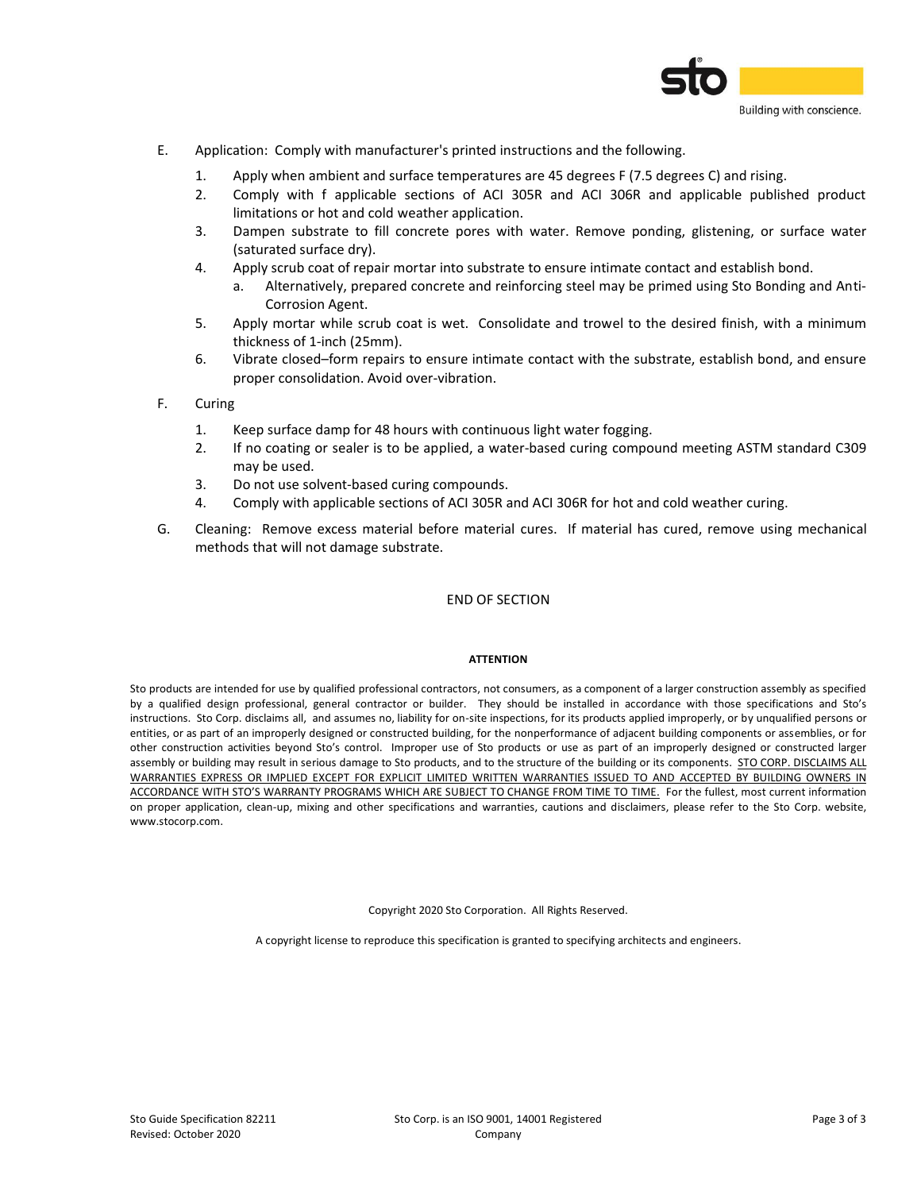E. Application: Comply with manufacturer's printed instructions and the following.

1. Apply when ambient and surface temperatures are 45 degrees F (7.5 degrees C) and rising.
2. Comply with f applicable sections of ACI 305R and ACI 306R and applicable published product limitations or hot and cold weather application.
3. Dampen substrate to fill concrete pores with water. Remove ponding, glistening, or surface water (saturated surface dry).
4. Apply scrub coat of repair mortar into substrate to ensure intimate contact and establish bond.
   a. Alternatively, prepared concrete and reinforcing steel may be primed using Sto Bonding and Anti-Corrosion Agent.
5. Apply mortar while scrub coat is wet. Consolidate and trowel to the desired finish, with a minimum thickness of 1-inch (25mm).
6. Vibrate closed–form repairs to ensure intimate contact with the substrate, establish bond, and ensure proper consolidation. Avoid over-vibration.

F. Curing

1. Keep surface damp for 48 hours with continuous light water fogging.
2. If no coating or sealer is to be applied, a water-based curing compound meeting ASTM standard C309 may be used.
3. Do not use solvent-based curing compounds.
4. Comply with applicable sections of ACI 305R and ACI 306R for hot and cold weather curing.

G. Cleaning: Remove excess material before material cures. If material has cured, remove using mechanical methods that will not damage substrate.

END OF SECTION

**ATTENTION**

Sto products are intended for use by qualified professional contractors, not consumers, as a component of a larger construction assembly as specified by a qualified design professional, general contractor or builder. They should be installed in accordance with those specifications and Sto's instructions. Sto Corp. disclaims all, and assumes no, liability for on-site inspections, for its products applied improperly, or by unqualified persons or entities, or as part of an improperly designed or constructed building, for the nonperformance of adjacent building components or assemblies, or for other construction activities beyond Sto's control. Improper use of Sto products or use as part of an improperly designed or constructed larger assembly or building may result in serious damage to Sto products, and to the structure of the building or its components. STO CORP. DISCLAIMS ALL WARRANTIES EXPRESS OR IMPLIED EXCEPT FOR EXPLICIT LIMITED WRITTEN WARRANTIES ISSUED TO AND ACCEPTED BY BUILDING OWNERS IN ACCORDANCE WITH STO'S WARRANTY PROGRAMS WHICH ARE SUBJECT TO CHANGE FROM TIME TO TIME. For the fullest, most current information on proper application, clean-up, mixing and other specifications and warranties, cautions and disclaimers, please refer to the Sto Corp. website, www.stocorp.com.

Copyright 2020 Sto Corporation. All Rights Reserved.

A copyright license to reproduce this specification is granted to specifying architects and engineers.